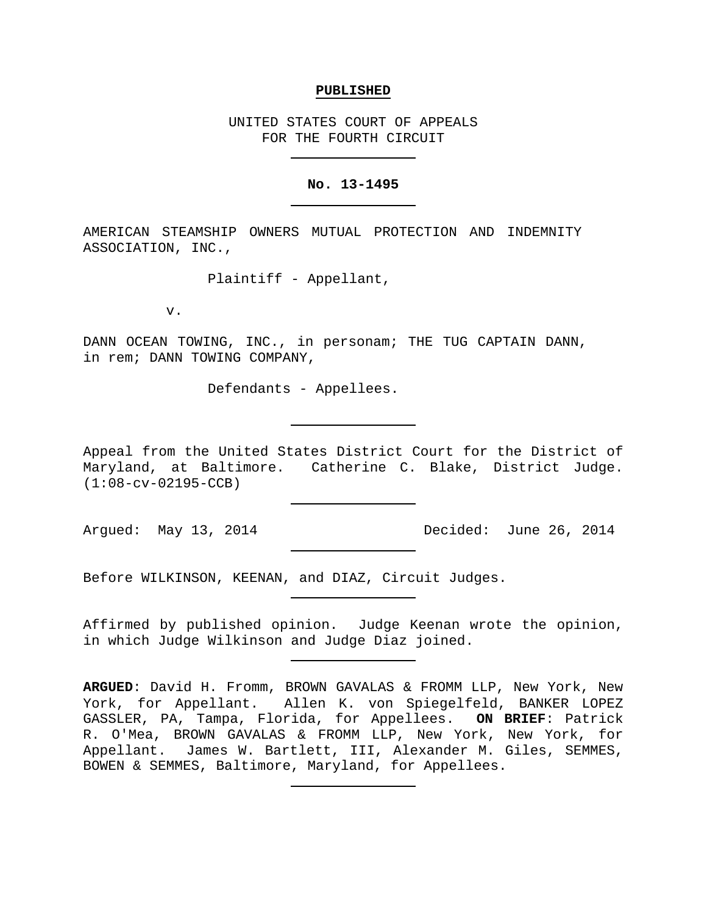**PUBLISHED**

UNITED STATES COURT OF APPEALS
FOR THE FOURTH CIRCUIT

---

**No. 13-1495**

---

AMERICAN STEAMSHIP OWNERS MUTUAL PROTECTION AND INDEMNITY ASSOCIATION, INC.,

Plaintiff - Appellant,

v.

DANN OCEAN TOWING, INC., in personam; THE TUG CAPTAIN DANN, in rem; DANN TOWING COMPANY,

Defendants - Appellees.

---

Appeal from the United States District Court for the District of Maryland, at Baltimore. Catherine C. Blake, District Judge. (1:08-cv-02195-CCB)

---

Argued: May 13, 2014 Decided: June 26, 2014

---

Before WILKINSON, KEENAN, and DIAZ, Circuit Judges.

---

Affirmed by published opinion. Judge Keenan wrote the opinion, in which Judge Wilkinson and Judge Diaz joined.

---

**ARGUED**: David H. Fromm, BROWN GAVALAS & FROMM LLP, New York, New York, for Appellant. Allen K. von Spiegelfeld, BANKER LOPEZ GASSLER, PA, Tampa, Florida, for Appellees. **ON BRIEF**: Patrick R. O'Mea, BROWN GAVALAS & FROMM LLP, New York, New York, for Appellant. James W. Bartlett, III, Alexander M. Giles, SEMMES, BOWEN & SEMMES, Baltimore, Maryland, for Appellees.

---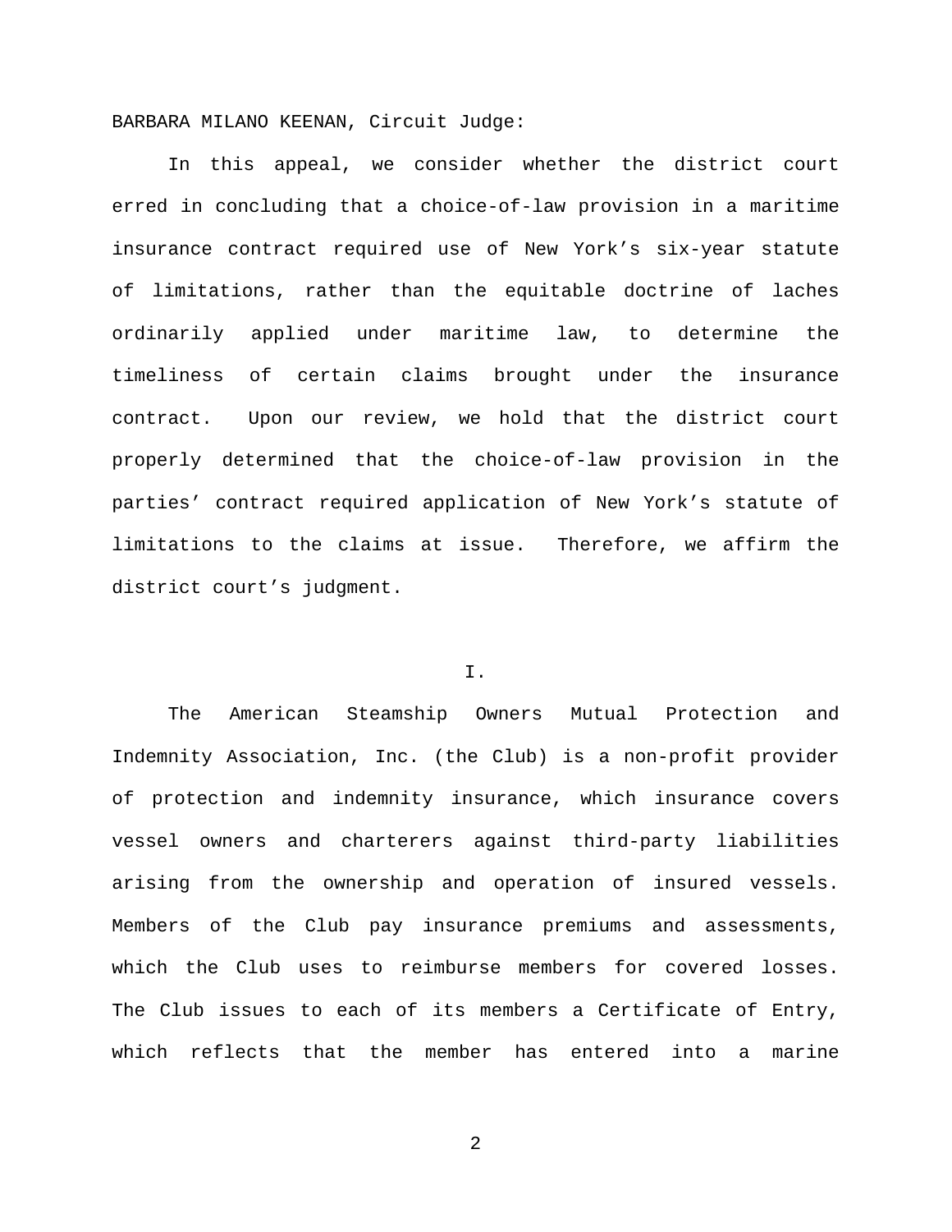BARBARA MILANO KEENAN, Circuit Judge:

In this appeal, we consider whether the district court erred in concluding that a choice-of-law provision in a maritime insurance contract required use of New York's six-year statute of limitations, rather than the equitable doctrine of laches ordinarily applied under maritime law, to determine the timeliness of certain claims brought under the insurance contract. Upon our review, we hold that the district court properly determined that the choice-of-law provision in the parties' contract required application of New York's statute of limitations to the claims at issue. Therefore, we affirm the district court's judgment.

## I.

The American Steamship Owners Mutual Protection and Indemnity Association, Inc. (the Club) is a non-profit provider of protection and indemnity insurance, which insurance covers vessel owners and charterers against third-party liabilities arising from the ownership and operation of insured vessels. Members of the Club pay insurance premiums and assessments, which the Club uses to reimburse members for covered losses. The Club issues to each of its members a Certificate of Entry, which reflects that the member has entered into a marine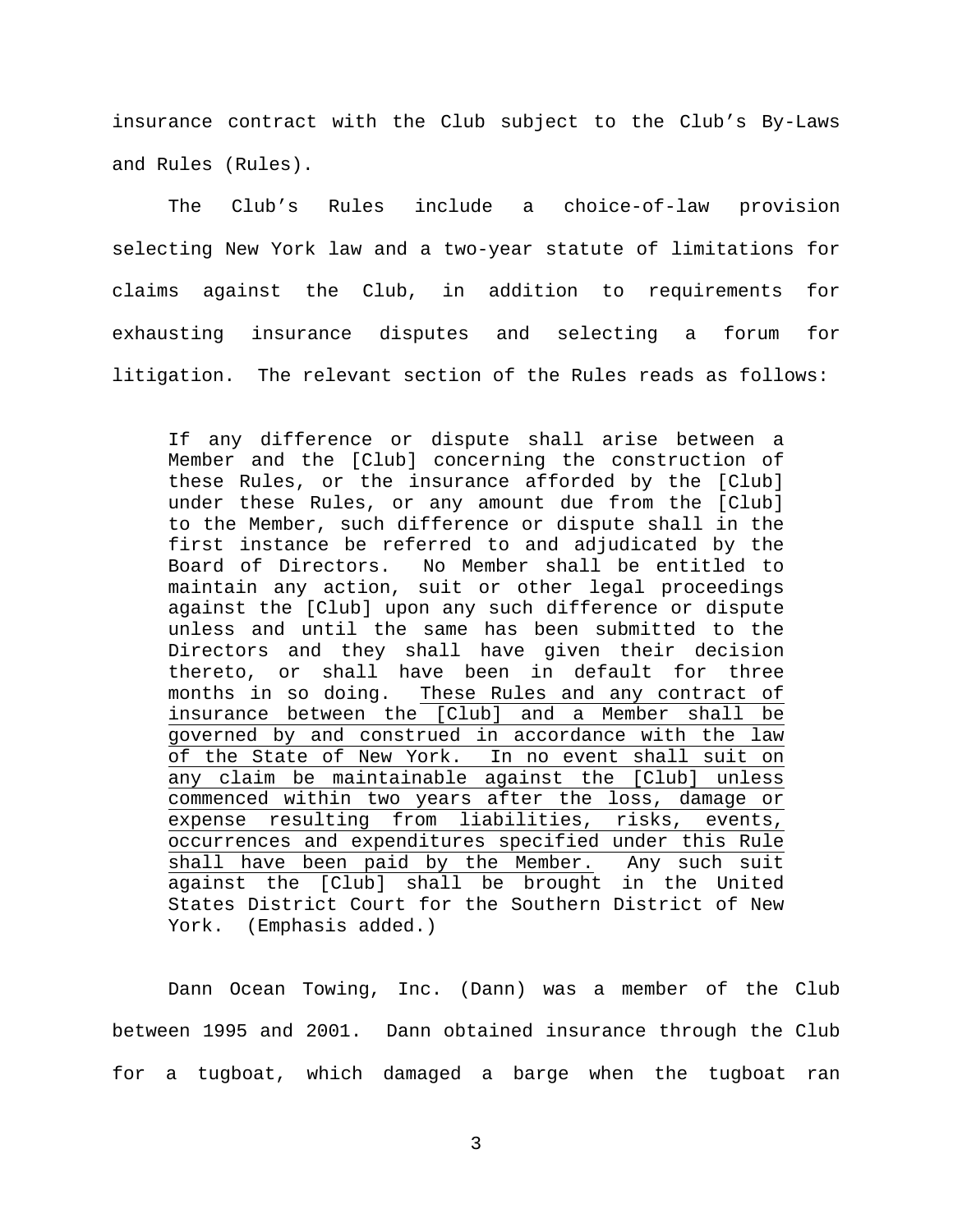insurance contract with the Club subject to the Club's By-Laws and Rules (Rules).

The Club's Rules include a choice-of-law provision selecting New York law and a two-year statute of limitations for claims against the Club, in addition to requirements for exhausting insurance disputes and selecting a forum for litigation. The relevant section of the Rules reads as follows:

> If any difference or dispute shall arise between a Member and the [Club] concerning the construction of these Rules, or the insurance afforded by the [Club] under these Rules, or any amount due from the [Club] to the Member, such difference or dispute shall in the first instance be referred to and adjudicated by the Board of Directors. No Member shall be entitled to maintain any action, suit or other legal proceedings against the [Club] upon any such difference or dispute unless and until the same has been submitted to the Directors and they shall have given their decision thereto, or shall have been in default for three months in so doing. <u>These Rules and any contract of insurance between the [Club] and a Member shall be governed by and construed in accordance with the law of the State of New York. In no event shall suit on any claim be maintainable against the [Club] unless commenced within two years after the loss, damage or expense resulting from liabilities, risks, events, occurrences and expenditures specified under this Rule shall have been paid by the Member.</u> Any such suit against the [Club] shall be brought in the United States District Court for the Southern District of New York. (Emphasis added.)

Dann Ocean Towing, Inc. (Dann) was a member of the Club between 1995 and 2001. Dann obtained insurance through the Club for a tugboat, which damaged a barge when the tugboat ran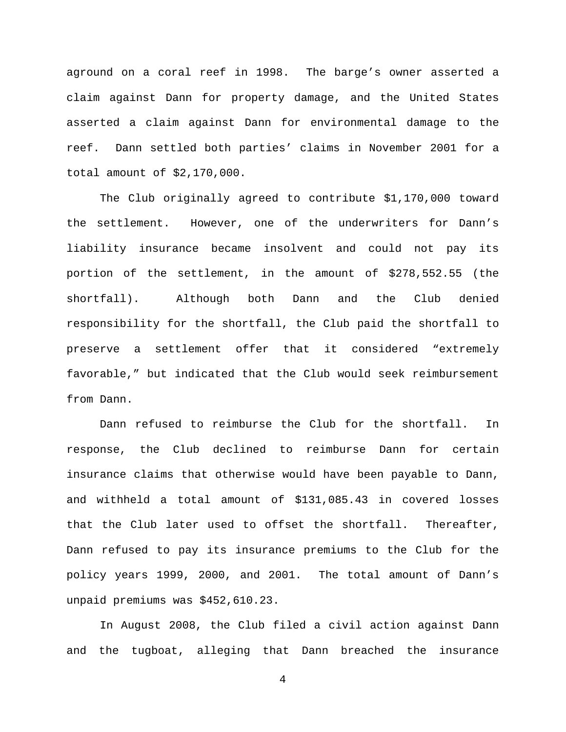aground on a coral reef in 1998. The barge's owner asserted a claim against Dann for property damage, and the United States asserted a claim against Dann for environmental damage to the reef. Dann settled both parties' claims in November 2001 for a total amount of $2,170,000.

The Club originally agreed to contribute $1,170,000 toward the settlement. However, one of the underwriters for Dann's liability insurance became insolvent and could not pay its portion of the settlement, in the amount of $278,552.55 (the shortfall). Although both Dann and the Club denied responsibility for the shortfall, the Club paid the shortfall to preserve a settlement offer that it considered "extremely favorable," but indicated that the Club would seek reimbursement from Dann.

Dann refused to reimburse the Club for the shortfall. In response, the Club declined to reimburse Dann for certain insurance claims that otherwise would have been payable to Dann, and withheld a total amount of $131,085.43 in covered losses that the Club later used to offset the shortfall. Thereafter, Dann refused to pay its insurance premiums to the Club for the policy years 1999, 2000, and 2001. The total amount of Dann's unpaid premiums was $452,610.23.

In August 2008, the Club filed a civil action against Dann and the tugboat, alleging that Dann breached the insurance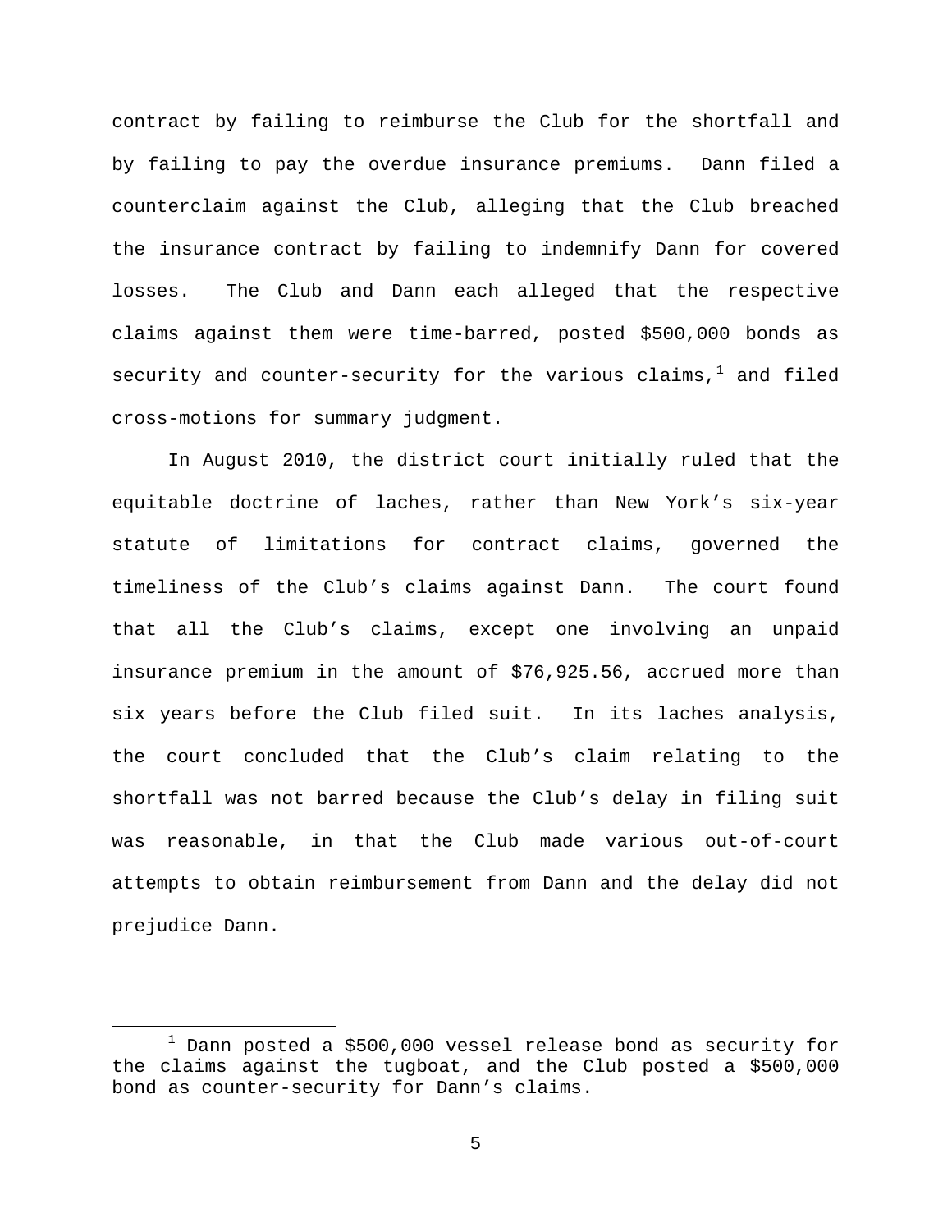contract by failing to reimburse the Club for the shortfall and by failing to pay the overdue insurance premiums. Dann filed a counterclaim against the Club, alleging that the Club breached the insurance contract by failing to indemnify Dann for covered losses. The Club and Dann each alleged that the respective claims against them were time-barred, posted $500,000 bonds as security and counter-security for the various claims,[1] and filed cross-motions for summary judgment.

In August 2010, the district court initially ruled that the equitable doctrine of laches, rather than New York's six-year statute of limitations for contract claims, governed the timeliness of the Club's claims against Dann. The court found that all the Club's claims, except one involving an unpaid insurance premium in the amount of $76,925.56, accrued more than six years before the Club filed suit. In its laches analysis, the court concluded that the Club's claim relating to the shortfall was not barred because the Club's delay in filing suit was reasonable, in that the Club made various out-of-court attempts to obtain reimbursement from Dann and the delay did not prejudice Dann.

---

[1] Dann posted a $500,000 vessel release bond as security for the claims against the tugboat, and the Club posted a $500,000 bond as counter-security for Dann's claims.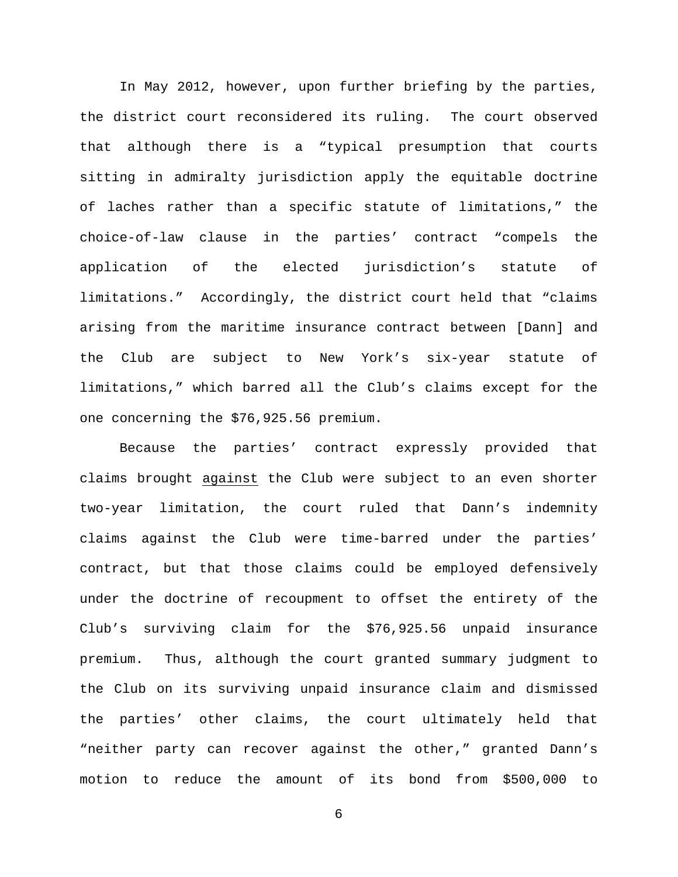In May 2012, however, upon further briefing by the parties, the district court reconsidered its ruling. The court observed that although there is a "typical presumption that courts sitting in admiralty jurisdiction apply the equitable doctrine of laches rather than a specific statute of limitations," the choice-of-law clause in the parties' contract "compels the application of the elected jurisdiction's statute of limitations." Accordingly, the district court held that "claims arising from the maritime insurance contract between [Dann] and the Club are subject to New York's six-year statute of limitations," which barred all the Club's claims except for the one concerning the $76,925.56 premium.

Because the parties' contract expressly provided that claims brought <u>against</u> the Club were subject to an even shorter two-year limitation, the court ruled that Dann's indemnity claims against the Club were time-barred under the parties' contract, but that those claims could be employed defensively under the doctrine of recoupment to offset the entirety of the Club's surviving claim for the $76,925.56 unpaid insurance premium. Thus, although the court granted summary judgment to the Club on its surviving unpaid insurance claim and dismissed the parties' other claims, the court ultimately held that "neither party can recover against the other," granted Dann's motion to reduce the amount of its bond from $500,000 to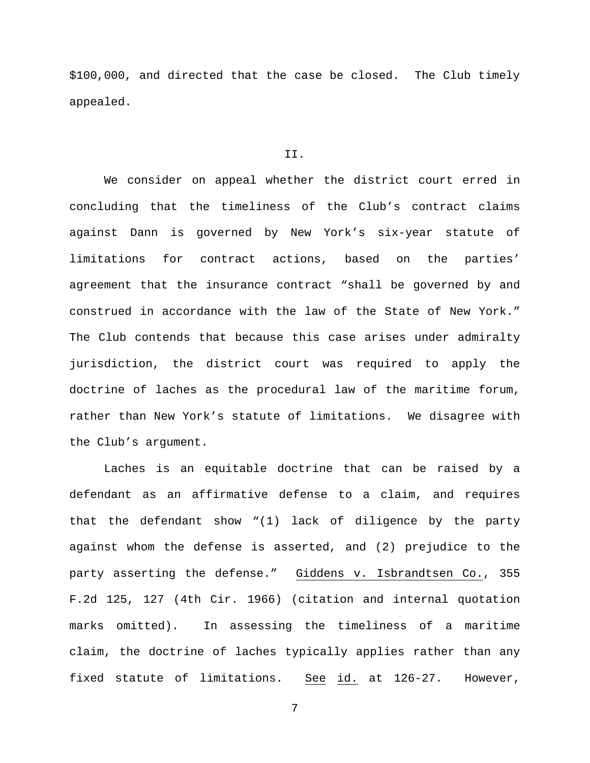$100,000, and directed that the case be closed. The Club timely appealed.

## II.

We consider on appeal whether the district court erred in concluding that the timeliness of the Club's contract claims against Dann is governed by New York's six-year statute of limitations for contract actions, based on the parties' agreement that the insurance contract "shall be governed by and construed in accordance with the law of the State of New York." The Club contends that because this case arises under admiralty jurisdiction, the district court was required to apply the doctrine of laches as the procedural law of the maritime forum, rather than New York's statute of limitations. We disagree with the Club's argument.

Laches is an equitable doctrine that can be raised by a defendant as an affirmative defense to a claim, and requires that the defendant show "(1) lack of diligence by the party against whom the defense is asserted, and (2) prejudice to the party asserting the defense." Giddens v. Isbrandtsen Co., 355 F.2d 125, 127 (4th Cir. 1966) (citation and internal quotation marks omitted). In assessing the timeliness of a maritime claim, the doctrine of laches typically applies rather than any fixed statute of limitations. See id. at 126-27. However,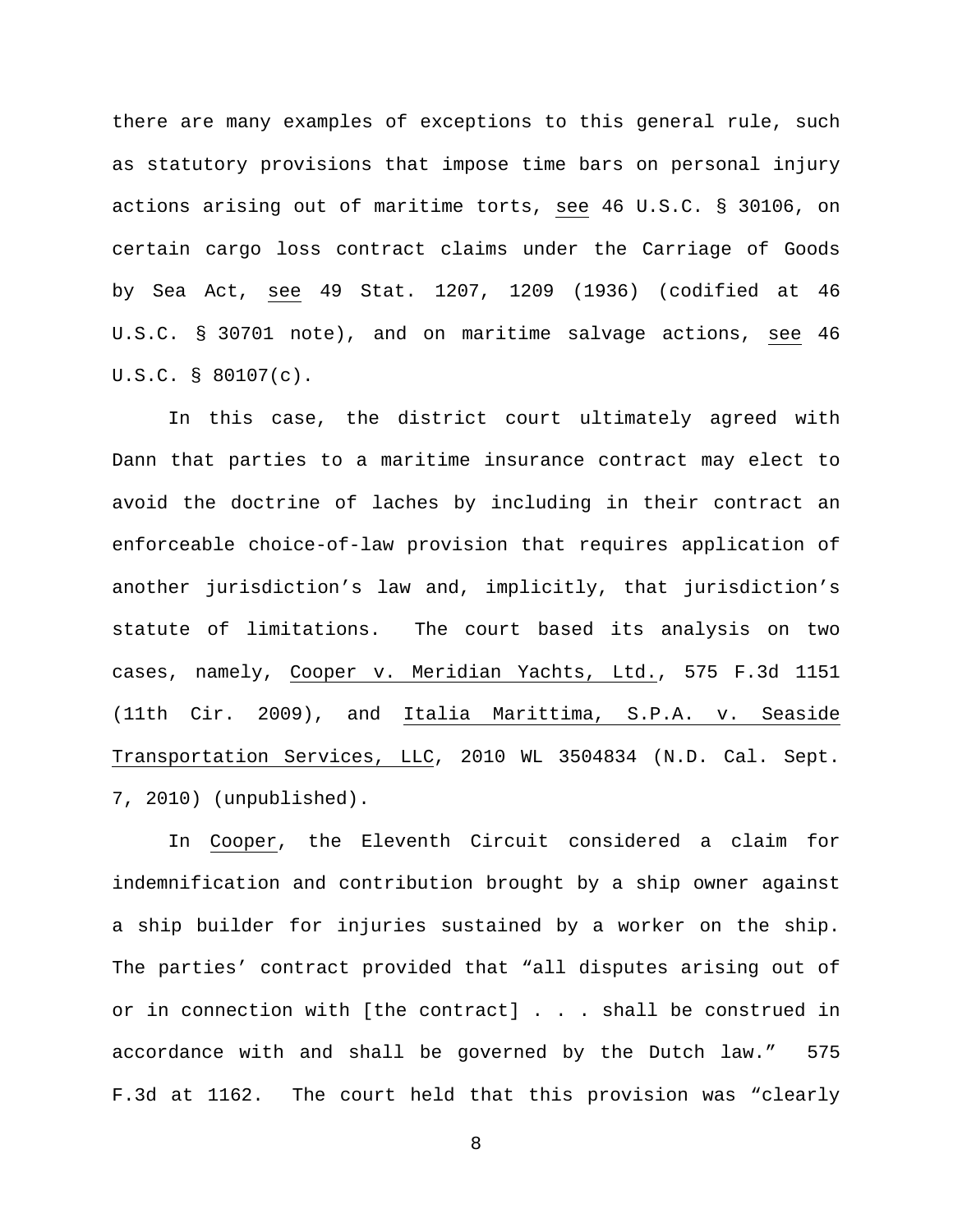there are many examples of exceptions to this general rule, such as statutory provisions that impose time bars on personal injury actions arising out of maritime torts, see 46 U.S.C. § 30106, on certain cargo loss contract claims under the Carriage of Goods by Sea Act, see 49 Stat. 1207, 1209 (1936) (codified at 46 U.S.C. § 30701 note), and on maritime salvage actions, see 46 U.S.C. § 80107(c).

In this case, the district court ultimately agreed with Dann that parties to a maritime insurance contract may elect to avoid the doctrine of laches by including in their contract an enforceable choice-of-law provision that requires application of another jurisdiction's law and, implicitly, that jurisdiction's statute of limitations. The court based its analysis on two cases, namely, Cooper v. Meridian Yachts, Ltd., 575 F.3d 1151 (11th Cir. 2009), and Italia Marittima, S.P.A. v. Seaside Transportation Services, LLC, 2010 WL 3504834 (N.D. Cal. Sept. 7, 2010) (unpublished).

In Cooper, the Eleventh Circuit considered a claim for indemnification and contribution brought by a ship owner against a ship builder for injuries sustained by a worker on the ship. The parties' contract provided that "all disputes arising out of or in connection with [the contract] . . . shall be construed in accordance with and shall be governed by the Dutch law." 575 F.3d at 1162. The court held that this provision was "clearly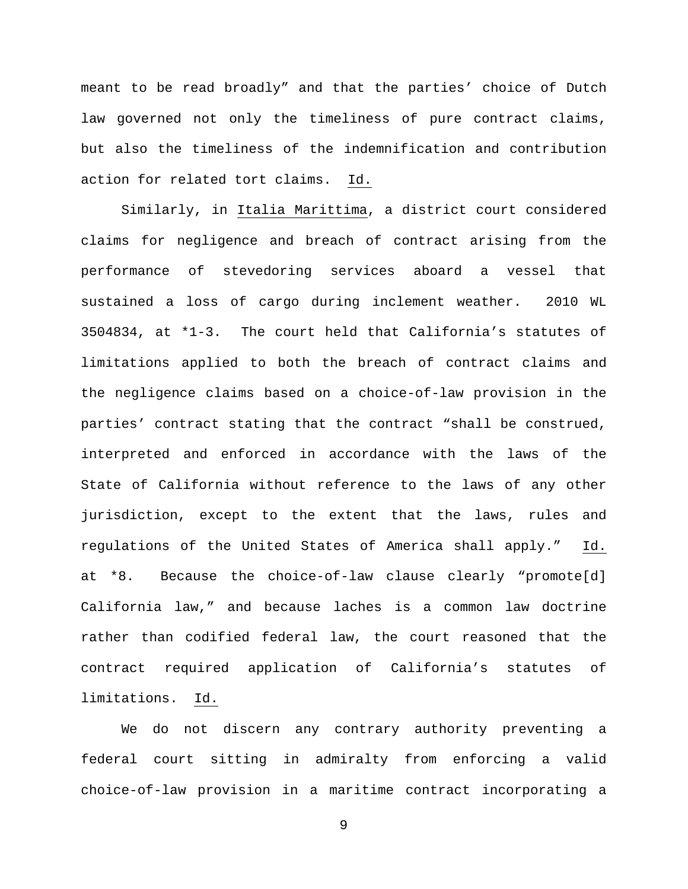meant to be read broadly" and that the parties' choice of Dutch law governed not only the timeliness of pure contract claims, but also the timeliness of the indemnification and contribution action for related tort claims. Id.

Similarly, in Italia Marittima, a district court considered claims for negligence and breach of contract arising from the performance of stevedoring services aboard a vessel that sustained a loss of cargo during inclement weather. 2010 WL 3504834, at *1-3. The court held that California's statutes of limitations applied to both the breach of contract claims and the negligence claims based on a choice-of-law provision in the parties' contract stating that the contract "shall be construed, interpreted and enforced in accordance with the laws of the State of California without reference to the laws of any other jurisdiction, except to the extent that the laws, rules and regulations of the United States of America shall apply." Id. at *8. Because the choice-of-law clause clearly "promote[d] California law," and because laches is a common law doctrine rather than codified federal law, the court reasoned that the contract required application of California's statutes of limitations. Id.

We do not discern any contrary authority preventing a federal court sitting in admiralty from enforcing a valid choice-of-law provision in a maritime contract incorporating a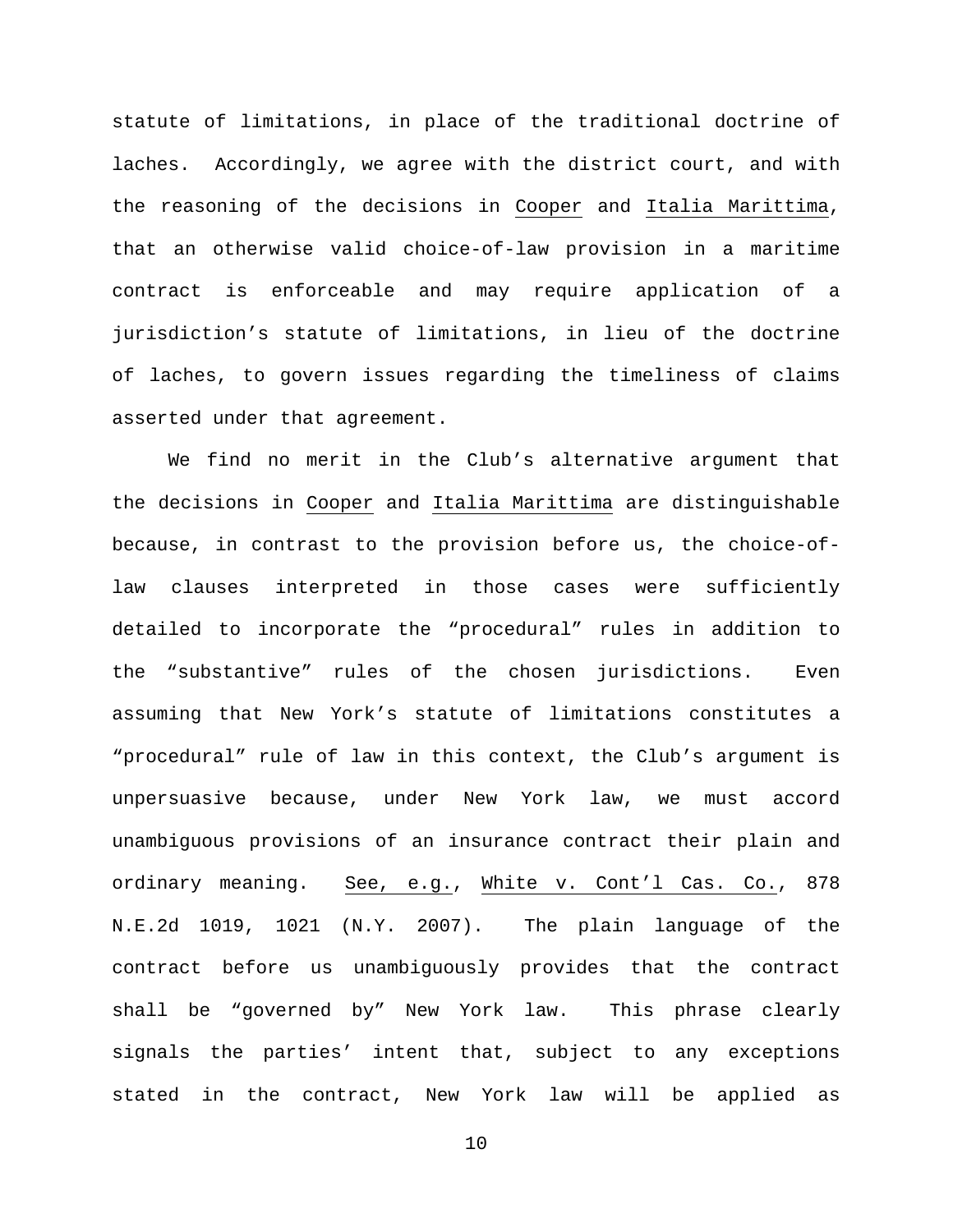statute of limitations, in place of the traditional doctrine of laches. Accordingly, we agree with the district court, and with the reasoning of the decisions in Cooper and Italia Marittima, that an otherwise valid choice-of-law provision in a maritime contract is enforceable and may require application of a jurisdiction's statute of limitations, in lieu of the doctrine of laches, to govern issues regarding the timeliness of claims asserted under that agreement.

We find no merit in the Club's alternative argument that the decisions in Cooper and Italia Marittima are distinguishable because, in contrast to the provision before us, the choice-of-law clauses interpreted in those cases were sufficiently detailed to incorporate the "procedural" rules in addition to the "substantive" rules of the chosen jurisdictions. Even assuming that New York's statute of limitations constitutes a "procedural" rule of law in this context, the Club's argument is unpersuasive because, under New York law, we must accord unambiguous provisions of an insurance contract their plain and ordinary meaning. See, e.g., White v. Cont'l Cas. Co., 878 N.E.2d 1019, 1021 (N.Y. 2007). The plain language of the contract before us unambiguously provides that the contract shall be "governed by" New York law. This phrase clearly signals the parties' intent that, subject to any exceptions stated in the contract, New York law will be applied as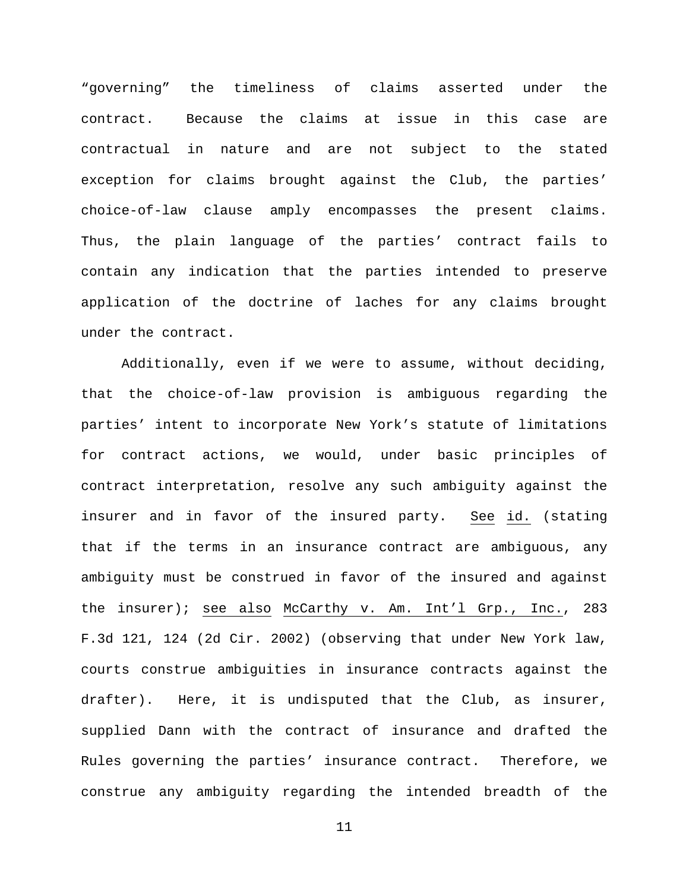"governing" the timeliness of claims asserted under the contract. Because the claims at issue in this case are contractual in nature and are not subject to the stated exception for claims brought against the Club, the parties' choice-of-law clause amply encompasses the present claims. Thus, the plain language of the parties' contract fails to contain any indication that the parties intended to preserve application of the doctrine of laches for any claims brought under the contract.

Additionally, even if we were to assume, without deciding, that the choice-of-law provision is ambiguous regarding the parties' intent to incorporate New York's statute of limitations for contract actions, we would, under basic principles of contract interpretation, resolve any such ambiguity against the insurer and in favor of the insured party. See id. (stating that if the terms in an insurance contract are ambiguous, any ambiguity must be construed in favor of the insured and against the insurer); see also McCarthy v. Am. Int'l Grp., Inc., 283 F.3d 121, 124 (2d Cir. 2002) (observing that under New York law, courts construe ambiguities in insurance contracts against the drafter). Here, it is undisputed that the Club, as insurer, supplied Dann with the contract of insurance and drafted the Rules governing the parties' insurance contract. Therefore, we construe any ambiguity regarding the intended breadth of the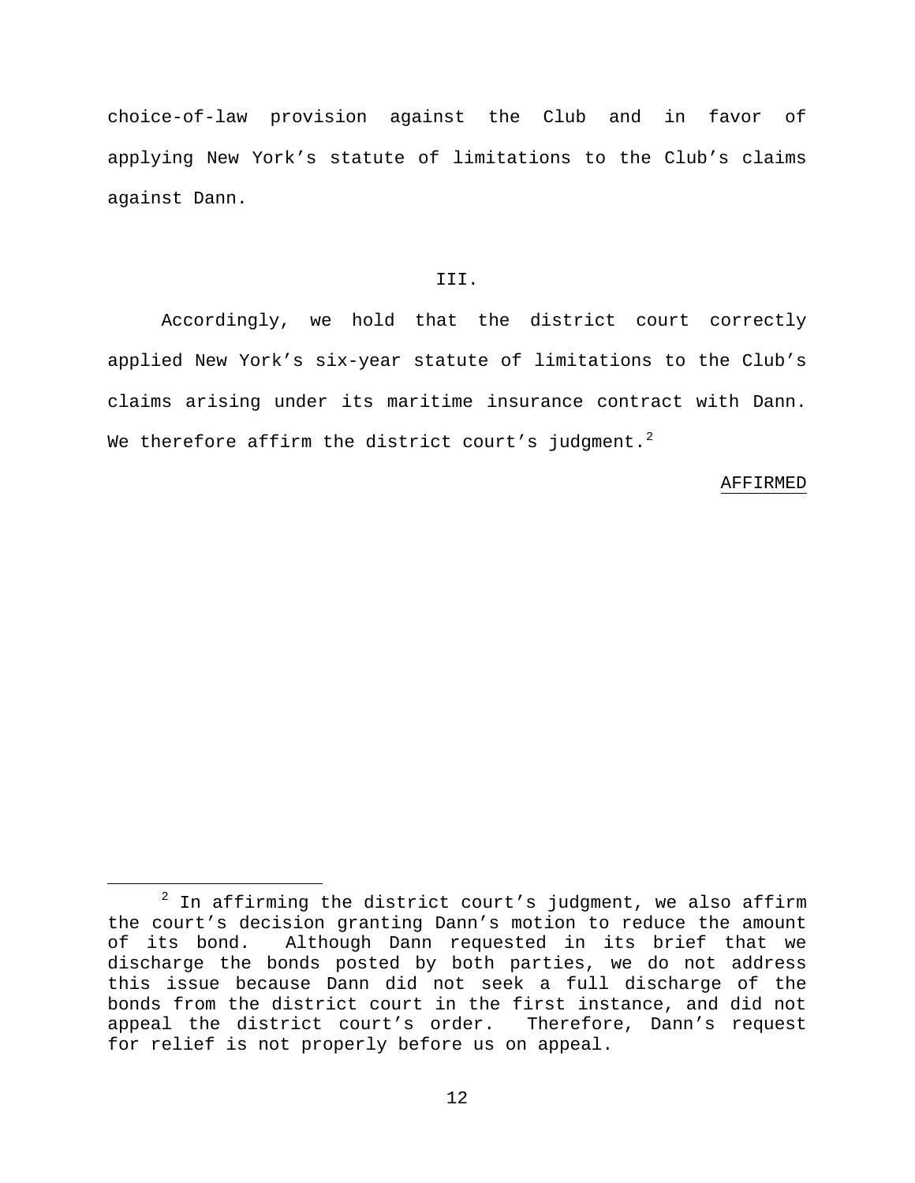choice-of-law provision against the Club and in favor of applying New York's statute of limitations to the Club's claims against Dann.

## III.

Accordingly, we hold that the district court correctly applied New York's six-year statute of limitations to the Club's claims arising under its maritime insurance contract with Dann. We therefore affirm the district court's judgment.[2]

AFFIRMED

---

[2] In affirming the district court's judgment, we also affirm the court's decision granting Dann's motion to reduce the amount of its bond. Although Dann requested in its brief that we discharge the bonds posted by both parties, we do not address this issue because Dann did not seek a full discharge of the bonds from the district court in the first instance, and did not appeal the district court's order. Therefore, Dann's request for relief is not properly before us on appeal.